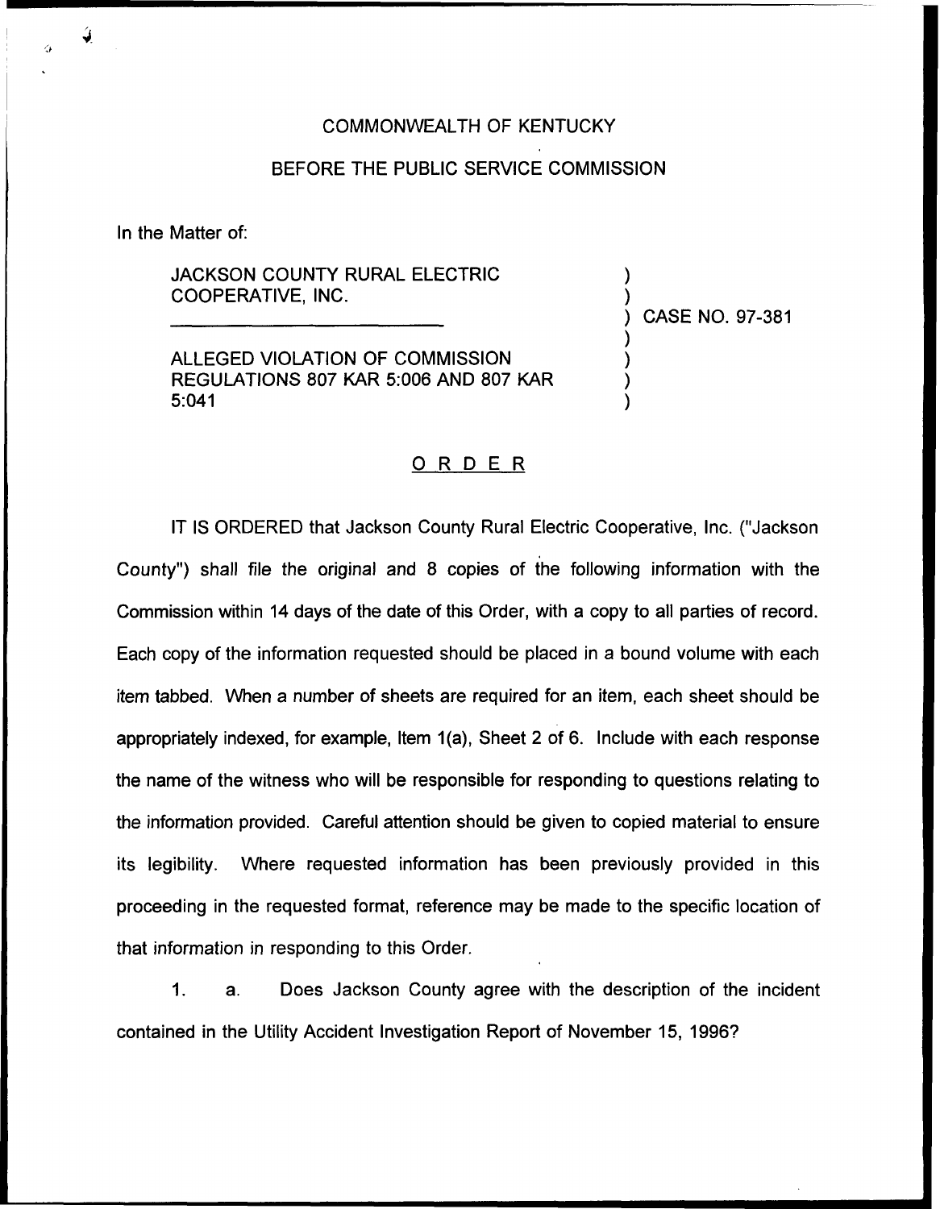COMMONWEALTH OF KENTUCKY

BEFORE THE PUBLIC SERVICE COMMISSION

In the Matter of:

JACKSON COUNTY RURAL ELECTRIC COOPERATIVE, INC.

ALLEGED VIOLATION OF COMMISSION REGULATIONS 807 KAR 5:006 AND 807 KAR 5:041

) CASE NO. 97-381

## ORDER

IT IS ORDERED that Jackson County Rural Electric Cooperative, Inc. ("Jackson County") shall file the original and 8 copies of the following information with the Commission within 14 days of the date of this Order, with a copy to all parties of record. Each copy of the information requested should be placed in a bound volume with each item tabbed. When a number of sheets are required for an item, each sheet should be appropriately indexed, for example, Item 1(a), Sheet 2 of 6. Include with each response the name of the witness who will be responsible for responding to questions relating to the information provided. Careful attention should be given to copied material to ensure its legibility. Where requested information has been previously provided in this proceeding in the requested format, reference may be made to the specific location of that information in responding to this Order.

1. a. Does Jackson County agree with the description of the incident contained in the Utility Accident Investigation Report of November 15, 1996?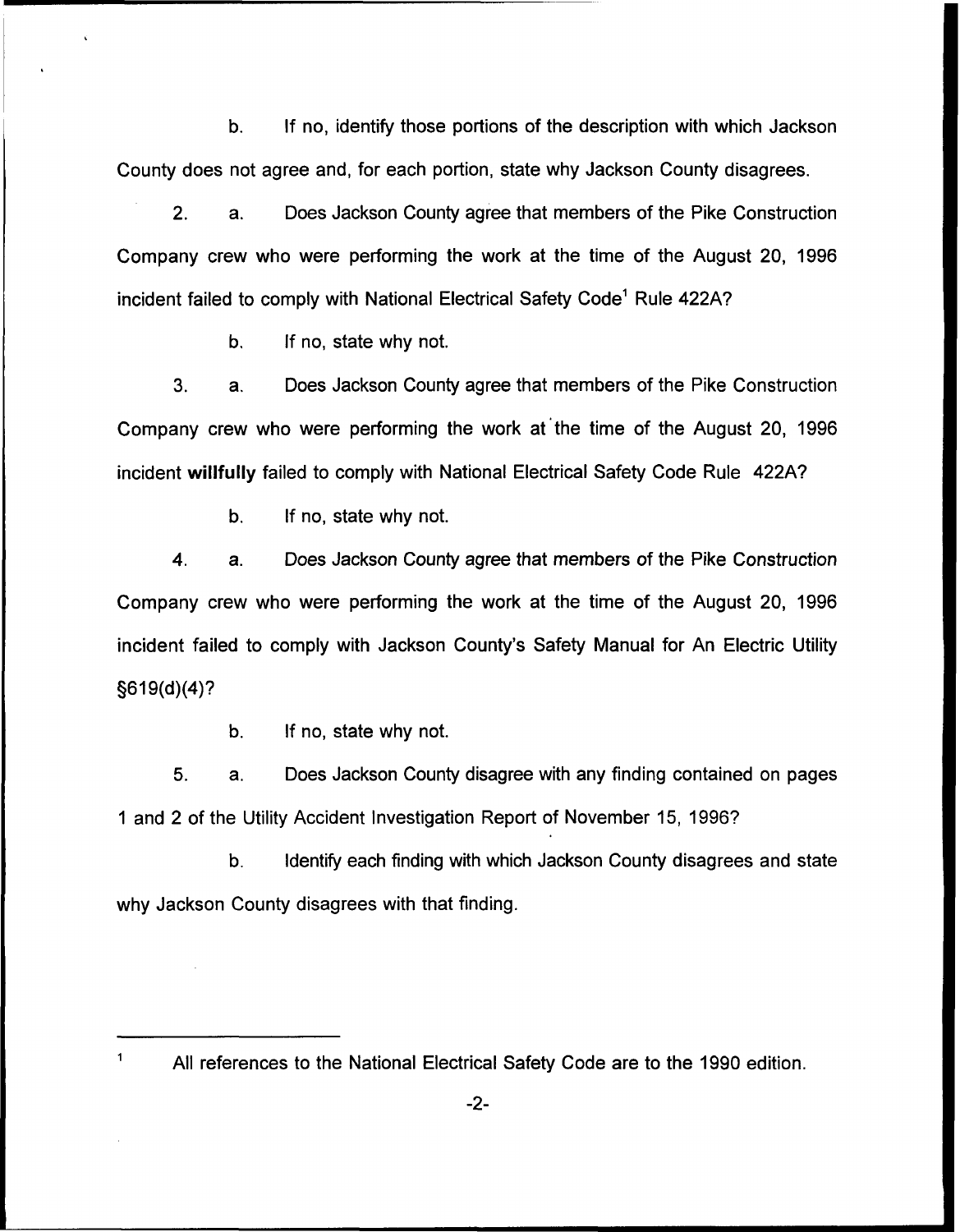b. If no, identify those portions of the description with which Jackson County does not agree and, for each portion, state why Jackson County disagrees.

2. a. Does Jackson County agree that members of the Pike Construction Company crew who were performing the work at the time of the August 20, 1996 incident failed to comply with National Electrical Safety Code[1] Rule 422A?

b. If no, state why not.

3. a. Does Jackson County agree that members of the Pike Construction Company crew who were performing the work at the time of the August 20, 1996 incident **willfully** failed to comply with National Electrical Safety Code Rule 422A?

b. If no, state why not.

4. a. Does Jackson County agree that members of the Pike Construction Company crew who were performing the work at the time of the August 20, 1996 incident failed to comply with Jackson County's Safety Manual for An Electric Utility §619(d)(4)?

b. If no, state why not.

5. a. Does Jackson County disagree with any finding contained on pages 1 and 2 of the Utility Accident Investigation Report of November 15, 1996?

b. Identify each finding with which Jackson County disagrees and state why Jackson County disagrees with that finding.

---

[1] All references to the National Electrical Safety Code are to the 1990 edition.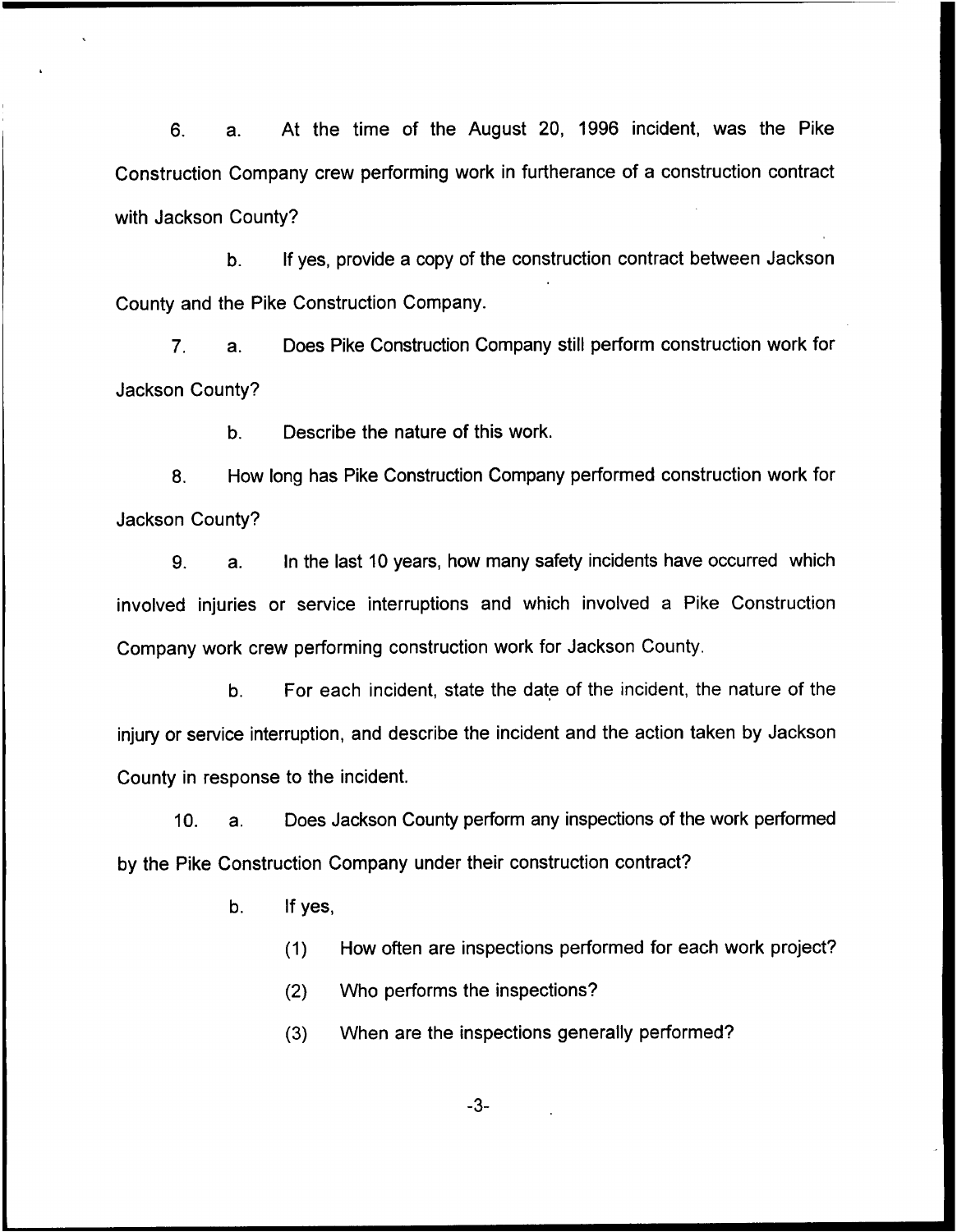6. a. At the time of the August 20, 1996 incident, was the Pike Construction Company crew performing work in furtherance of a construction contract with Jackson County?

b. If yes, provide a copy of the construction contract between Jackson County and the Pike Construction Company.

7. a. Does Pike Construction Company still perform construction work for Jackson County?

b. Describe the nature of this work.

8. How long has Pike Construction Company performed construction work for Jackson County?

9. a. In the last 10 years, how many safety incidents have occurred which involved injuries or service interruptions and which involved a Pike Construction Company work crew performing construction work for Jackson County.

b. For each incident, state the date of the incident, the nature of the injury or service interruption, and describe the incident and the action taken by Jackson County in response to the incident.

10. a. Does Jackson County perform any inspections of the work performed by the Pike Construction Company under their construction contract?

b. If yes,

(1) How often are inspections performed for each work project?

(2) Who performs the inspections?

(3) When are the inspections generally performed?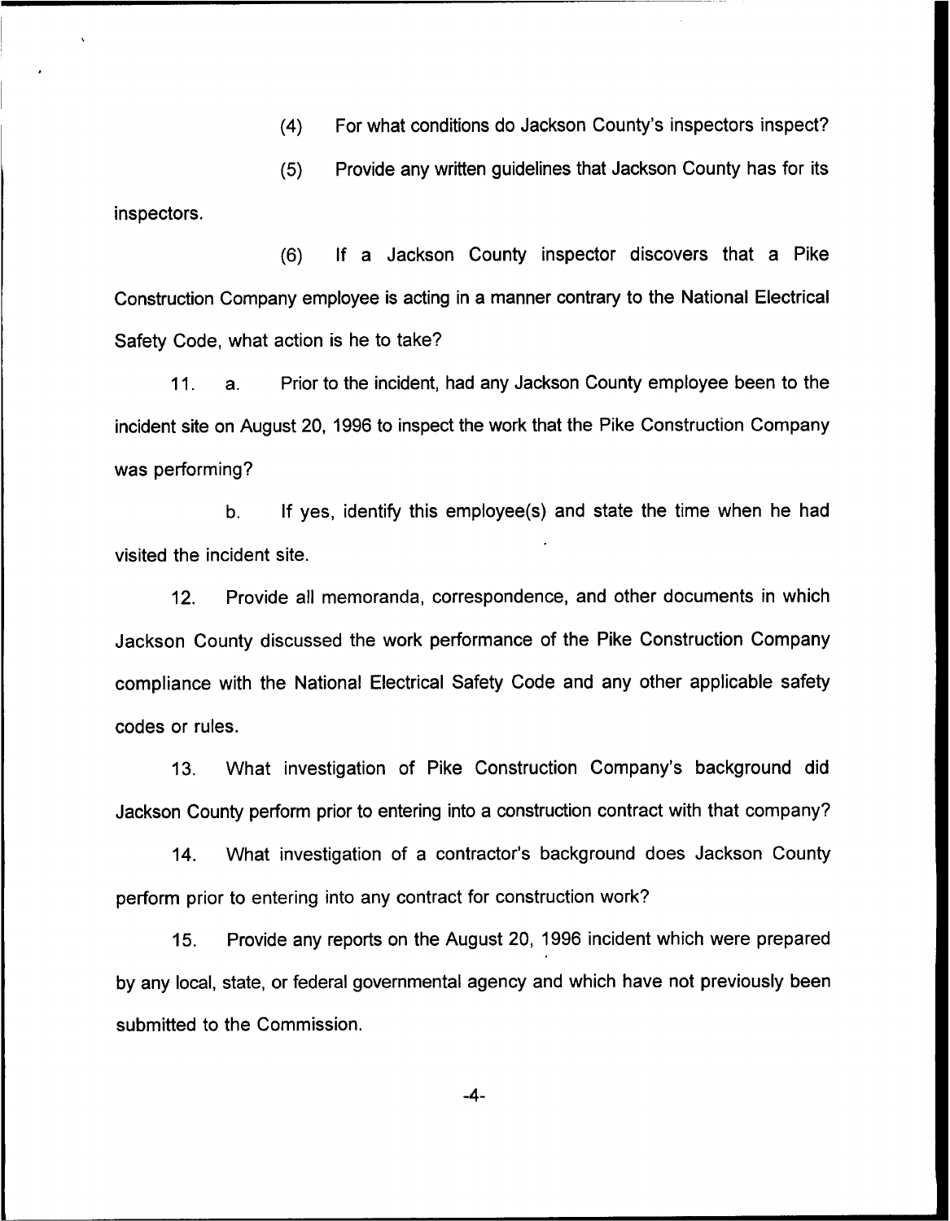(4) For what conditions do Jackson County's inspectors inspect?

(5) Provide any written guidelines that Jackson County has for its inspectors.

(6) If a Jackson County inspector discovers that a Pike Construction Company employee is acting in a manner contrary to the National Electrical Safety Code, what action is he to take?

11. a. Prior to the incident, had any Jackson County employee been to the incident site on August 20, 1996 to inspect the work that the Pike Construction Company was performing?

b. If yes, identify this employee(s) and state the time when he had visited the incident site.

12. Provide all memoranda, correspondence, and other documents in which Jackson County discussed the work performance of the Pike Construction Company compliance with the National Electrical Safety Code and any other applicable safety codes or rules.

13. What investigation of Pike Construction Company's background did Jackson County perform prior to entering into a construction contract with that company?

14. What investigation of a contractor's background does Jackson County perform prior to entering into any contract for construction work?

15. Provide any reports on the August 20, 1996 incident which were prepared by any local, state, or federal governmental agency and which have not previously been submitted to the Commission.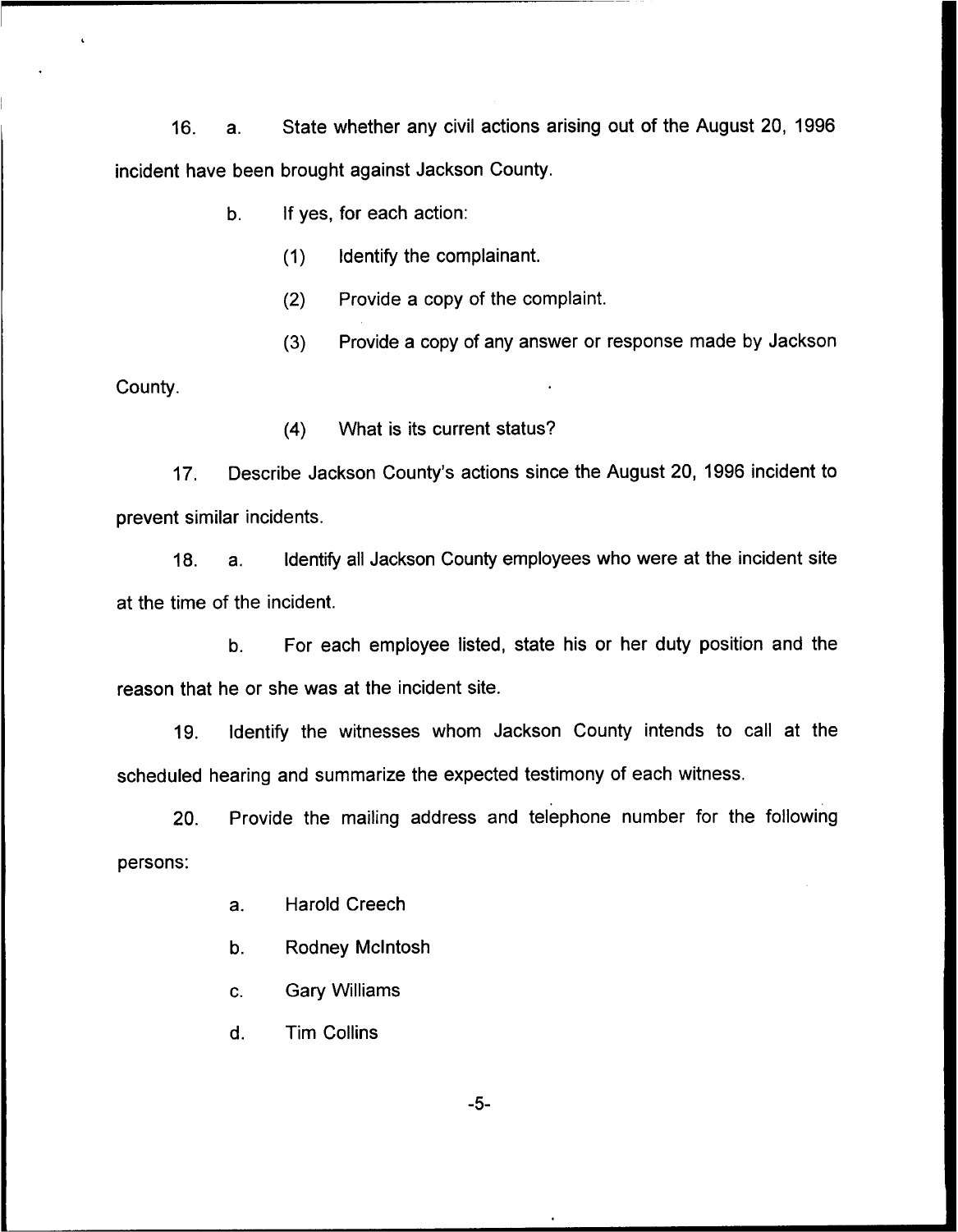16. a. State whether any civil actions arising out of the August 20, 1996 incident have been brought against Jackson County.

    b. If yes, for each action:

        (1) Identify the complainant.

        (2) Provide a copy of the complaint.

        (3) Provide a copy of any answer or response made by Jackson County.

        (4) What is its current status?

17. Describe Jackson County's actions since the August 20, 1996 incident to prevent similar incidents.

18. a. Identify all Jackson County employees who were at the incident site at the time of the incident.

    b. For each employee listed, state his or her duty position and the reason that he or she was at the incident site.

19. Identify the witnesses whom Jackson County intends to call at the scheduled hearing and summarize the expected testimony of each witness.

20. Provide the mailing address and telephone number for the following persons:

    a. Harold Creech

    b. Rodney McIntosh

    c. Gary Williams

    d. Tim Collins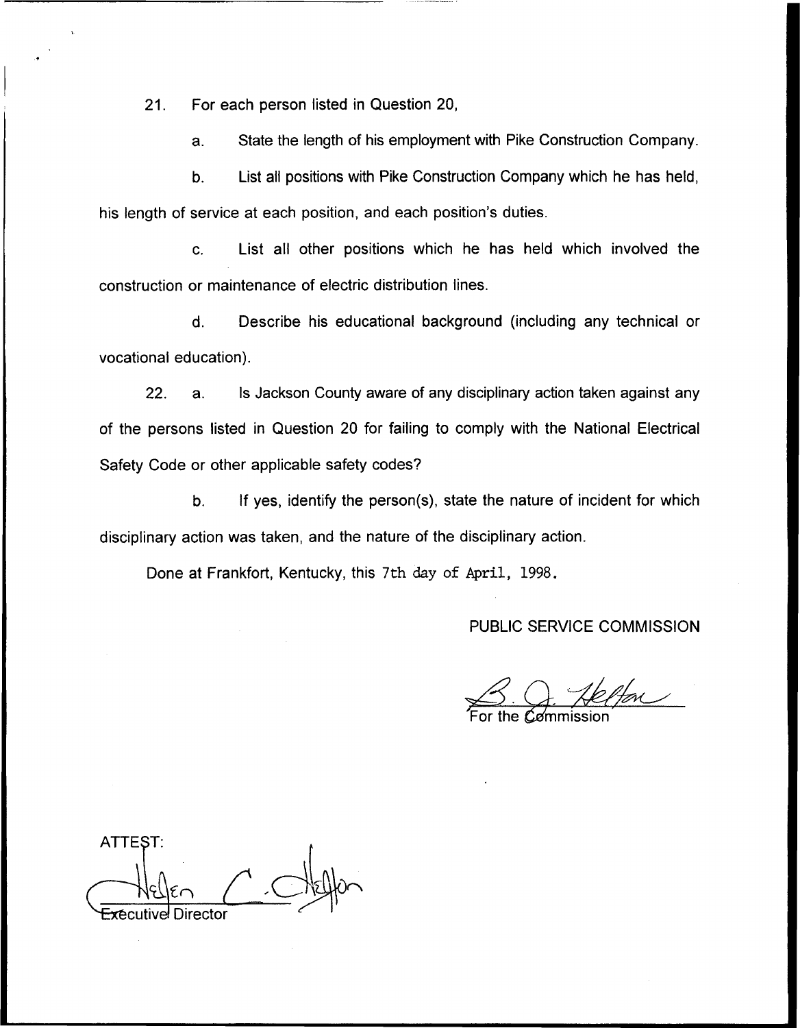21. For each person listed in Question 20,

    a. State the length of his employment with Pike Construction Company.

    b. List all positions with Pike Construction Company which he has held, his length of service at each position, and each position's duties.

    c. List all other positions which he has held which involved the construction or maintenance of electric distribution lines.

    d. Describe his educational background (including any technical or vocational education).

22. a. Is Jackson County aware of any disciplinary action taken against any of the persons listed in Question 20 for failing to comply with the National Electrical Safety Code or other applicable safety codes?

    b. If yes, identify the person(s), state the nature of incident for which disciplinary action was taken, and the nature of the disciplinary action.

Done at Frankfort, Kentucky, this 7th day of April, 1998.

PUBLIC SERVICE COMMISSION

B. J. Helton

For the Commission

ATTEST:

Helen C. Helton

Executive Director